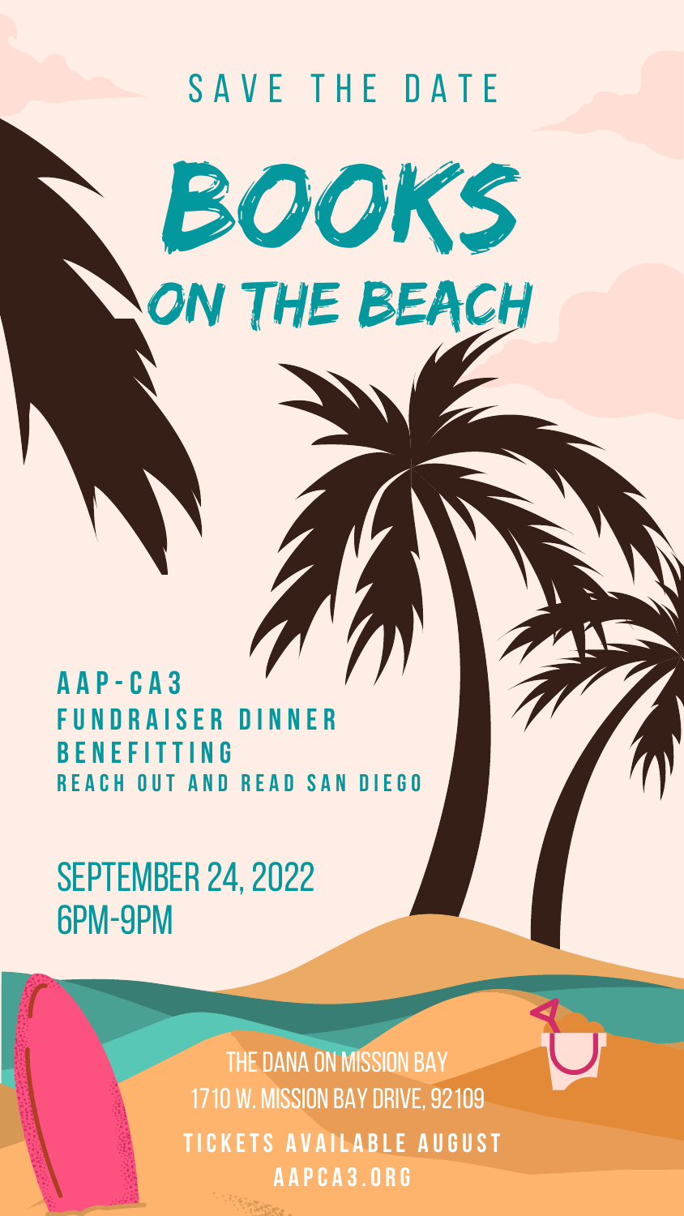SAVE THE DATE

# BOOKS ON THE BEACH

**AAP-CA3**
**FUNDRAISER DINNER**
**BENEFITTING**
**REACH OUT AND READ SAN DIEGO**

SEPTEMBER 24, 2022
6PM-9PM

THE DANA ON MISSION BAY
1710 W. MISSION BAY DRIVE, 92109

**TICKETS AVAILABLE AUGUST**
**AAPCA3.ORG**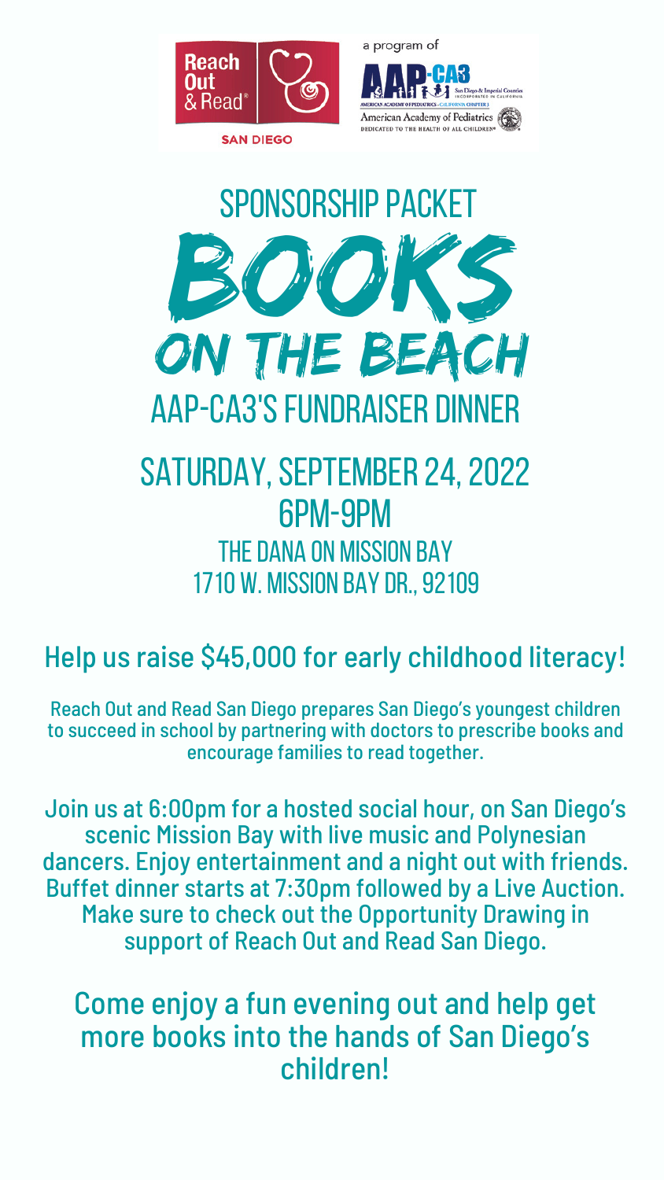Reach Out & Read® SAN DIEGO

a program of AAP-CA3 San Diego & Imperial Counties Incorporated in California

American Academy of Pediatrics - California Chapter 3

American Academy of Pediatrics
DEDICATED TO THE HEALTH OF ALL CHILDREN®

# SPONSORSHIP PACKET

# BOOKS ON THE BEACH

## AAP-CA3'S FUNDRAISER DINNER

## SATURDAY, SEPTEMBER 24, 2022
## 6PM-9PM

### THE DANA ON MISSION BAY
### 1710 W. MISSION BAY DR., 92109

## Help us raise $45,000 for early childhood literacy!

Reach Out and Read San Diego prepares San Diego's youngest children to succeed in school by partnering with doctors to prescribe books and encourage families to read together.

Join us at 6:00pm for a hosted social hour, on San Diego's scenic Mission Bay with live music and Polynesian dancers. Enjoy entertainment and a night out with friends. Buffet dinner starts at 7:30pm followed by a Live Auction. Make sure to check out the Opportunity Drawing in support of Reach Out and Read San Diego.

Come enjoy a fun evening out and help get more books into the hands of San Diego's children!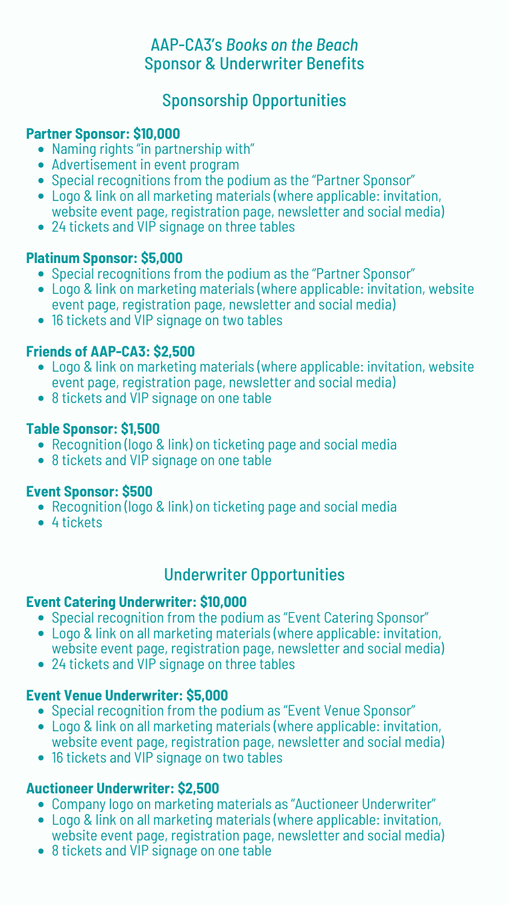# AAP-CA3's *Books on the Beach*
# Sponsor & Underwriter Benefits

## Sponsorship Opportunities

**Partner Sponsor: $10,000**

- Naming rights "in partnership with"
- Advertisement in event program
- Special recognitions from the podium as the "Partner Sponsor"
- Logo & link on all marketing materials (where applicable: invitation, website event page, registration page, newsletter and social media)
- 24 tickets and VIP signage on three tables

**Platinum Sponsor: $5,000**

- Special recognitions from the podium as the "Partner Sponsor"
- Logo & link on marketing materials (where applicable: invitation, website event page, registration page, newsletter and social media)
- 16 tickets and VIP signage on two tables

**Friends of AAP-CA3: $2,500**

- Logo & link on marketing materials (where applicable: invitation, website event page, registration page, newsletter and social media)
- 8 tickets and VIP signage on one table

**Table Sponsor: $1,500**

- Recognition (logo & link) on ticketing page and social media
- 8 tickets and VIP signage on one table

**Event Sponsor: $500**

- Recognition (logo & link) on ticketing page and social media
- 4 tickets

## Underwriter Opportunities

**Event Catering Underwriter: $10,000**

- Special recognition from the podium as "Event Catering Sponsor"
- Logo & link on all marketing materials (where applicable: invitation, website event page, registration page, newsletter and social media)
- 24 tickets and VIP signage on three tables

**Event Venue Underwriter: $5,000**

- Special recognition from the podium as "Event Venue Sponsor"
- Logo & link on all marketing materials (where applicable: invitation, website event page, registration page, newsletter and social media)
- 16 tickets and VIP signage on two tables

**Auctioneer Underwriter: $2,500**

- Company logo on marketing materials as "Auctioneer Underwriter"
- Logo & link on all marketing materials (where applicable: invitation, website event page, registration page, newsletter and social media)
- 8 tickets and VIP signage on one table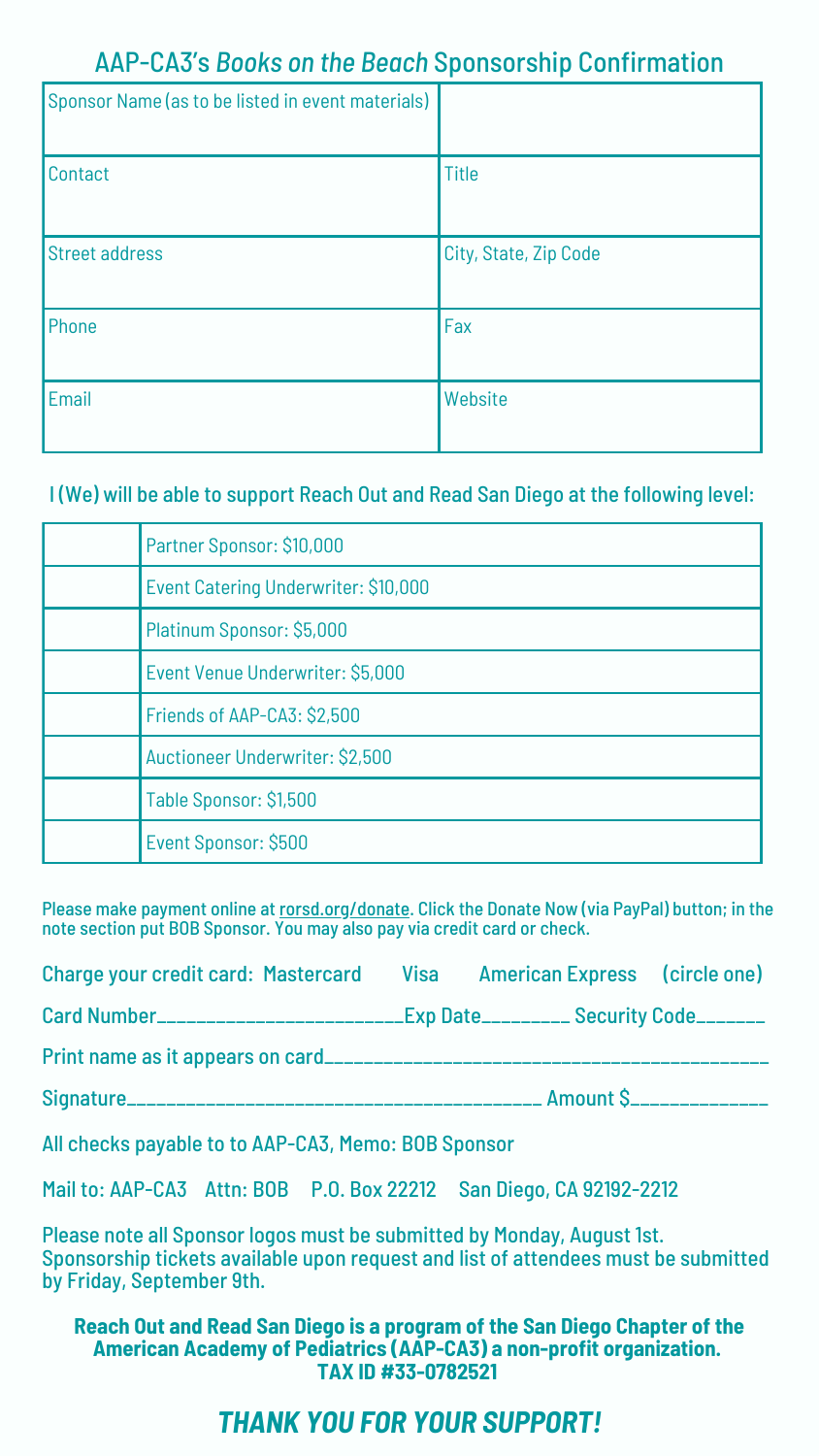# AAP-CA3's *Books on the Beach* Sponsorship Confirmation

| | |
|---|---|
| Sponsor Name (as to be listed in event materials) | |
| Contact | Title |
| Street address | City, State, Zip Code |
| Phone | Fax |
| Email | Website |

I (We) will be able to support Reach Out and Read San Diego at the following level:

| | |
|---|---|
| | Partner Sponsor: $10,000 |
| | Event Catering Underwriter: $10,000 |
| | Platinum Sponsor: $5,000 |
| | Event Venue Underwriter: $5,000 |
| | Friends of AAP-CA3: $2,500 |
| | Auctioneer Underwriter: $2,500 |
| | Table Sponsor: $1,500 |
| | Event Sponsor: $500 |

Please make payment online at rorsd.org/donate. Click the Donate Now (via PayPal) button; in the note section put BOB Sponsor. You may also pay via credit card or check.

Charge your credit card: Mastercard Visa American Express (circle one)

Card Number_______________________Exp Date_________ Security Code_______

Print name as it appears on card_____________________________________________

Signature_________________________________________ Amount $_____________

All checks payable to to AAP-CA3, Memo: BOB Sponsor

Mail to: AAP-CA3 Attn: BOB P.O. Box 22212 San Diego, CA 92192-2212

Please note all Sponsor logos must be submitted by Monday, August 1st. Sponsorship tickets available upon request and list of attendees must be submitted by Friday, September 9th.

**Reach Out and Read San Diego is a program of the San Diego Chapter of the American Academy of Pediatrics (AAP-CA3) a non-profit organization. TAX ID #33-0782521**

***THANK YOU FOR YOUR SUPPORT!***